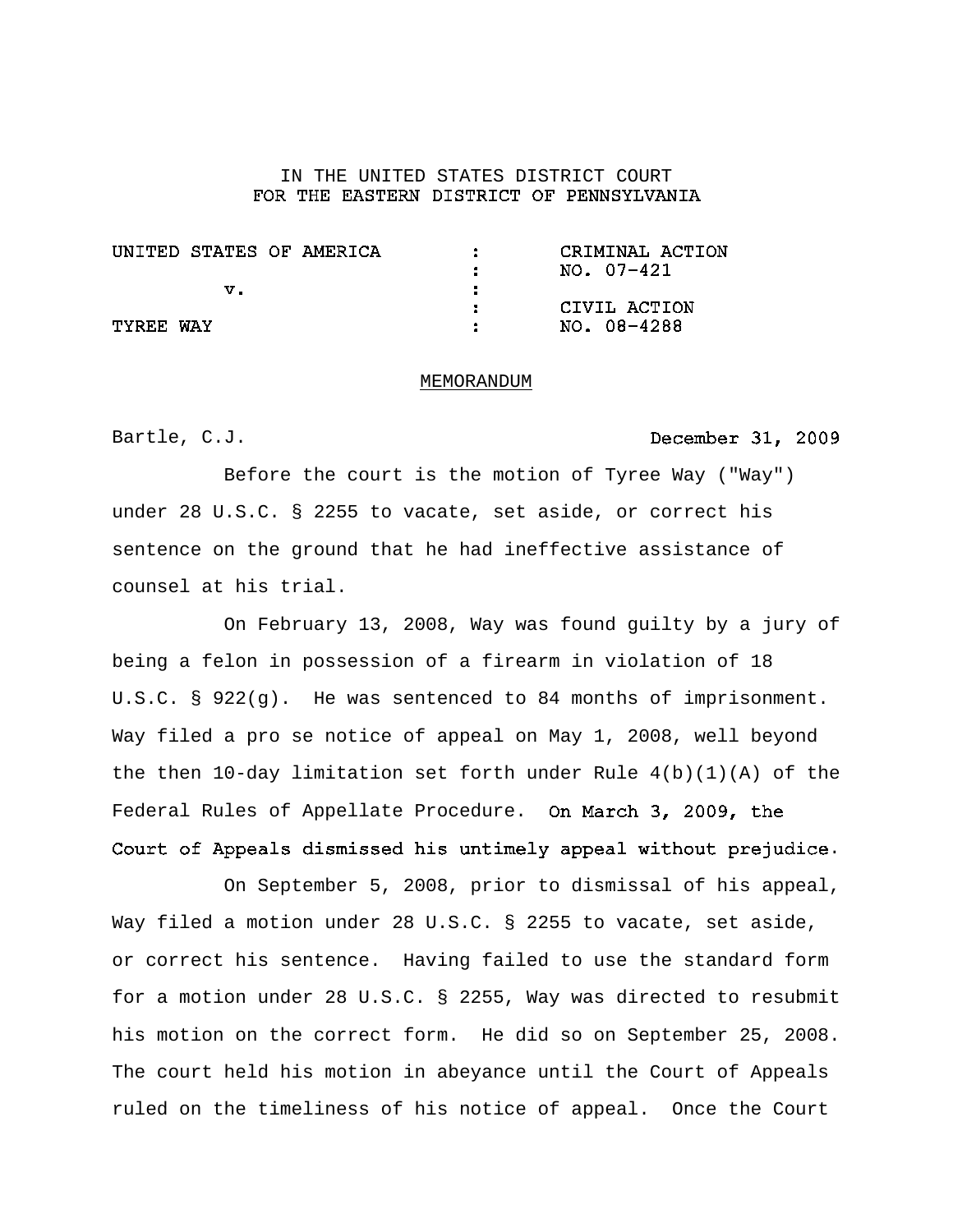IN THE UNITED STATES DISTRICT COURT
FOR THE EASTERN DISTRICT OF PENNSYLVANIA

| | | |
|---|---|---|
| UNITED STATES OF AMERICA | : | CRIMINAL ACTION |
| | : | NO. 07-421 |
| v. | : | |
| | : | CIVIL ACTION |
| TYREE WAY | : | NO. 08-4288 |

MEMORANDUM

Bartle, C.J. December 31, 2009

Before the court is the motion of Tyree Way ("Way") under 28 U.S.C. § 2255 to vacate, set aside, or correct his sentence on the ground that he had ineffective assistance of counsel at his trial.

On February 13, 2008, Way was found guilty by a jury of being a felon in possession of a firearm in violation of 18 U.S.C. § 922(g). He was sentenced to 84 months of imprisonment. Way filed a pro se notice of appeal on May 1, 2008, well beyond the then 10-day limitation set forth under Rule 4(b)(1)(A) of the Federal Rules of Appellate Procedure. On March 3, 2009, the Court of Appeals dismissed his untimely appeal without prejudice.

On September 5, 2008, prior to dismissal of his appeal, Way filed a motion under 28 U.S.C. § 2255 to vacate, set aside, or correct his sentence. Having failed to use the standard form for a motion under 28 U.S.C. § 2255, Way was directed to resubmit his motion on the correct form. He did so on September 25, 2008. The court held his motion in abeyance until the Court of Appeals ruled on the timeliness of his notice of appeal. Once the Court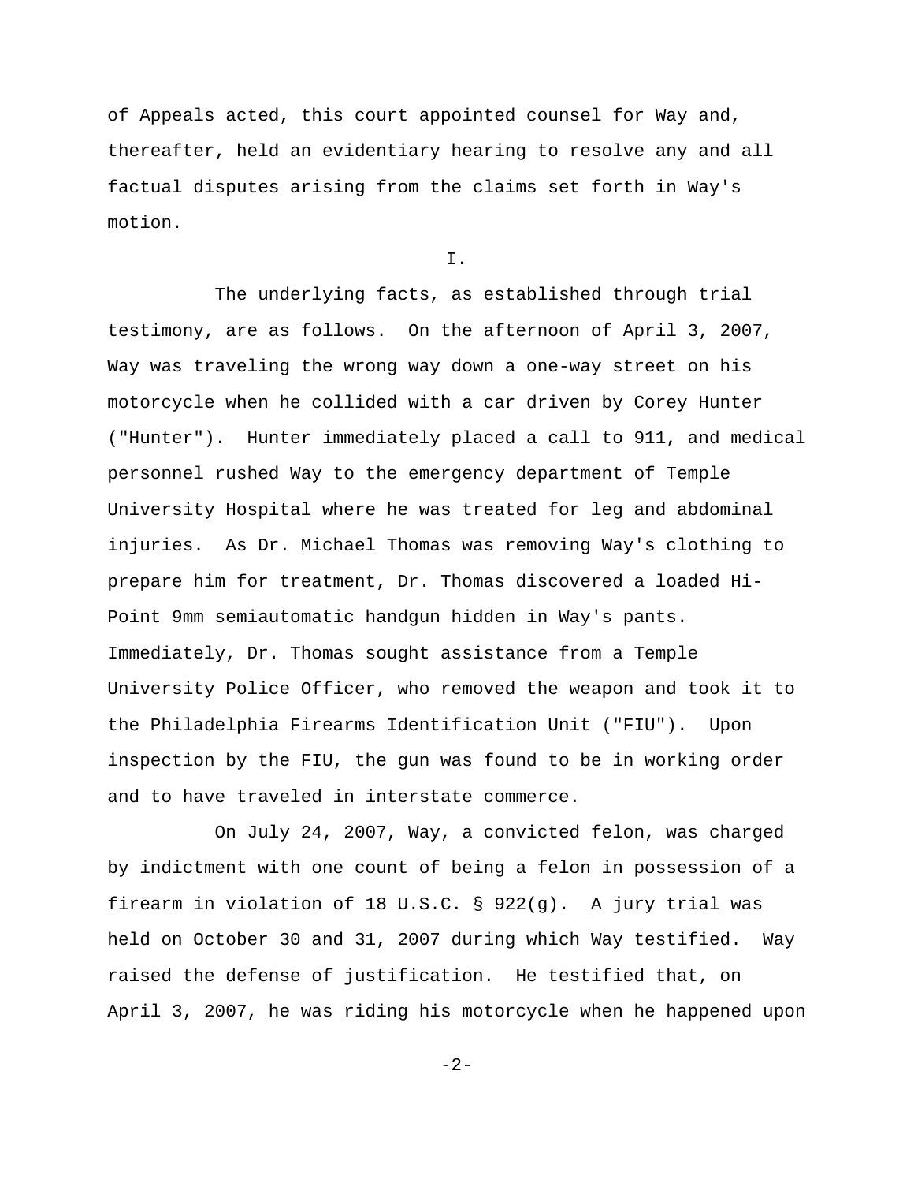of Appeals acted, this court appointed counsel for Way and, thereafter, held an evidentiary hearing to resolve any and all factual disputes arising from the claims set forth in Way's motion.

I.

The underlying facts, as established through trial testimony, are as follows. On the afternoon of April 3, 2007, Way was traveling the wrong way down a one-way street on his motorcycle when he collided with a car driven by Corey Hunter ("Hunter"). Hunter immediately placed a call to 911, and medical personnel rushed Way to the emergency department of Temple University Hospital where he was treated for leg and abdominal injuries. As Dr. Michael Thomas was removing Way's clothing to prepare him for treatment, Dr. Thomas discovered a loaded Hi-Point 9mm semiautomatic handgun hidden in Way's pants. Immediately, Dr. Thomas sought assistance from a Temple University Police Officer, who removed the weapon and took it to the Philadelphia Firearms Identification Unit ("FIU"). Upon inspection by the FIU, the gun was found to be in working order and to have traveled in interstate commerce.

On July 24, 2007, Way, a convicted felon, was charged by indictment with one count of being a felon in possession of a firearm in violation of 18 U.S.C. § 922(g). A jury trial was held on October 30 and 31, 2007 during which Way testified. Way raised the defense of justification. He testified that, on April 3, 2007, he was riding his motorcycle when he happened upon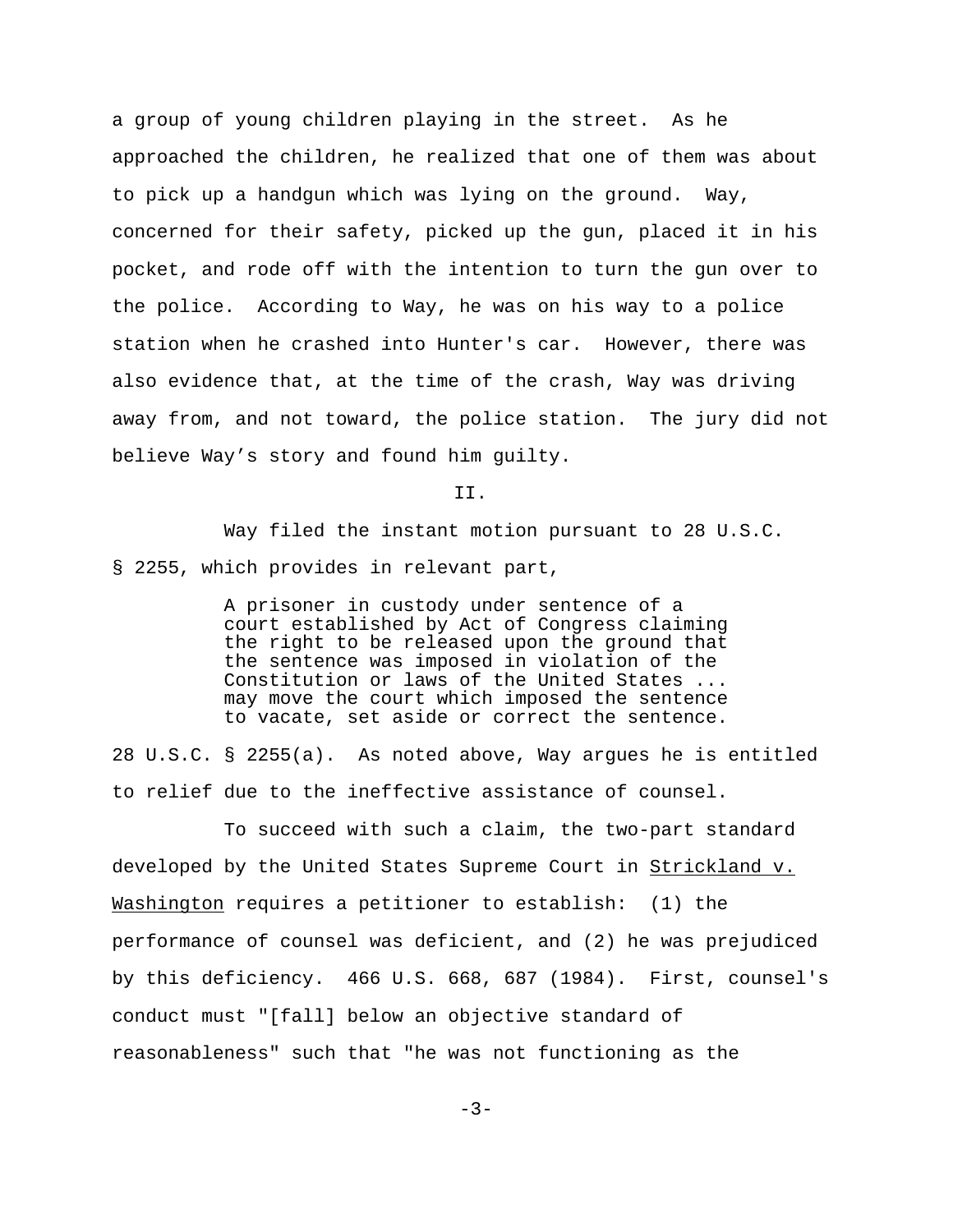a group of young children playing in the street. As he approached the children, he realized that one of them was about to pick up a handgun which was lying on the ground. Way, concerned for their safety, picked up the gun, placed it in his pocket, and rode off with the intention to turn the gun over to the police. According to Way, he was on his way to a police station when he crashed into Hunter's car. However, there was also evidence that, at the time of the crash, Way was driving away from, and not toward, the police station. The jury did not believe Way's story and found him guilty.

## II.

Way filed the instant motion pursuant to 28 U.S.C. § 2255, which provides in relevant part,

> A prisoner in custody under sentence of a court established by Act of Congress claiming the right to be released upon the ground that the sentence was imposed in violation of the Constitution or laws of the United States ... may move the court which imposed the sentence to vacate, set aside or correct the sentence.

28 U.S.C. § 2255(a). As noted above, Way argues he is entitled to relief due to the ineffective assistance of counsel.

To succeed with such a claim, the two-part standard developed by the United States Supreme Court in Strickland v. Washington requires a petitioner to establish: (1) the performance of counsel was deficient, and (2) he was prejudiced by this deficiency. 466 U.S. 668, 687 (1984). First, counsel's conduct must "[fall] below an objective standard of reasonableness" such that "he was not functioning as the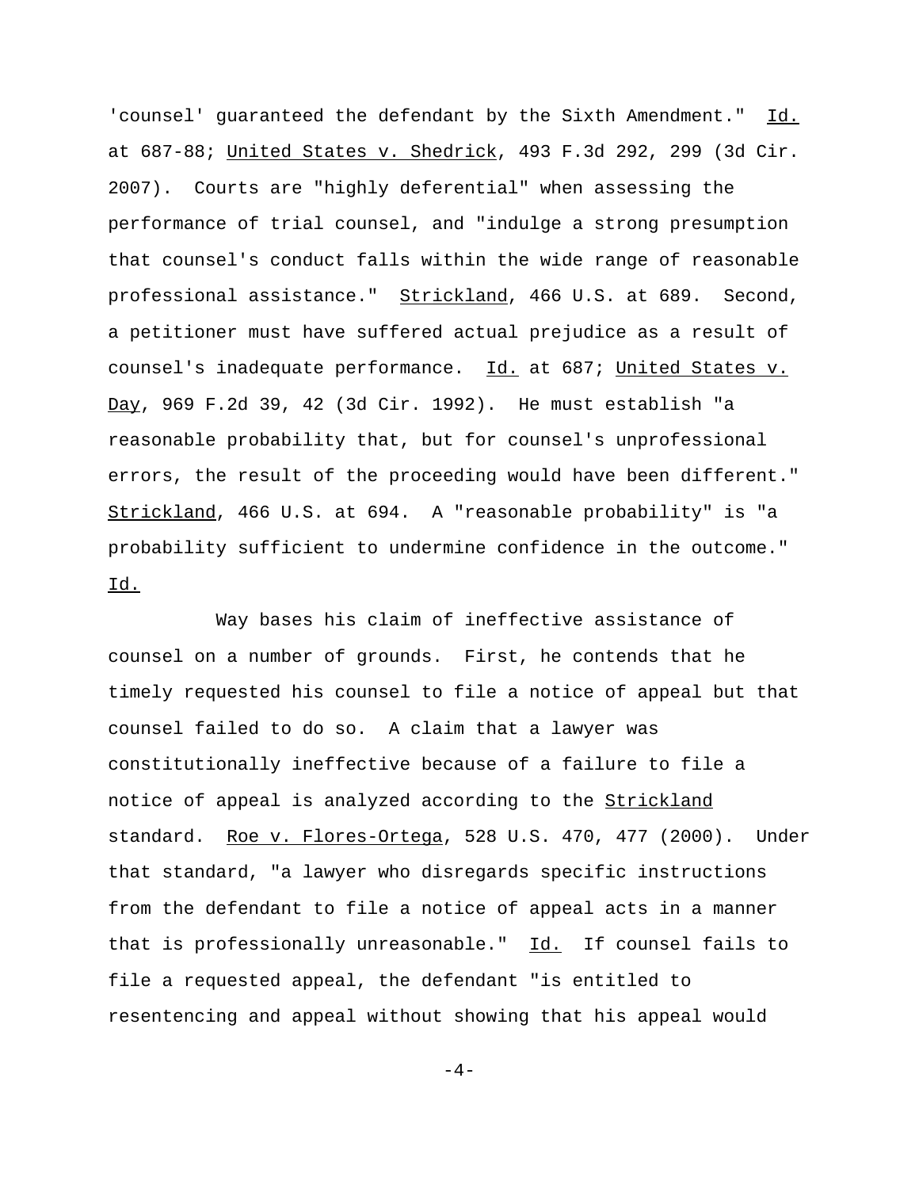'counsel' guaranteed the defendant by the Sixth Amendment." Id. at 687-88; United States v. Shedrick, 493 F.3d 292, 299 (3d Cir. 2007). Courts are "highly deferential" when assessing the performance of trial counsel, and "indulge a strong presumption that counsel's conduct falls within the wide range of reasonable professional assistance." Strickland, 466 U.S. at 689. Second, a petitioner must have suffered actual prejudice as a result of counsel's inadequate performance. Id. at 687; United States v. Day, 969 F.2d 39, 42 (3d Cir. 1992). He must establish "a reasonable probability that, but for counsel's unprofessional errors, the result of the proceeding would have been different." Strickland, 466 U.S. at 694. A "reasonable probability" is "a probability sufficient to undermine confidence in the outcome." Id.

Way bases his claim of ineffective assistance of counsel on a number of grounds. First, he contends that he timely requested his counsel to file a notice of appeal but that counsel failed to do so. A claim that a lawyer was constitutionally ineffective because of a failure to file a notice of appeal is analyzed according to the Strickland standard. Roe v. Flores-Ortega, 528 U.S. 470, 477 (2000). Under that standard, "a lawyer who disregards specific instructions from the defendant to file a notice of appeal acts in a manner that is professionally unreasonable." Id. If counsel fails to file a requested appeal, the defendant "is entitled to resentencing and appeal without showing that his appeal would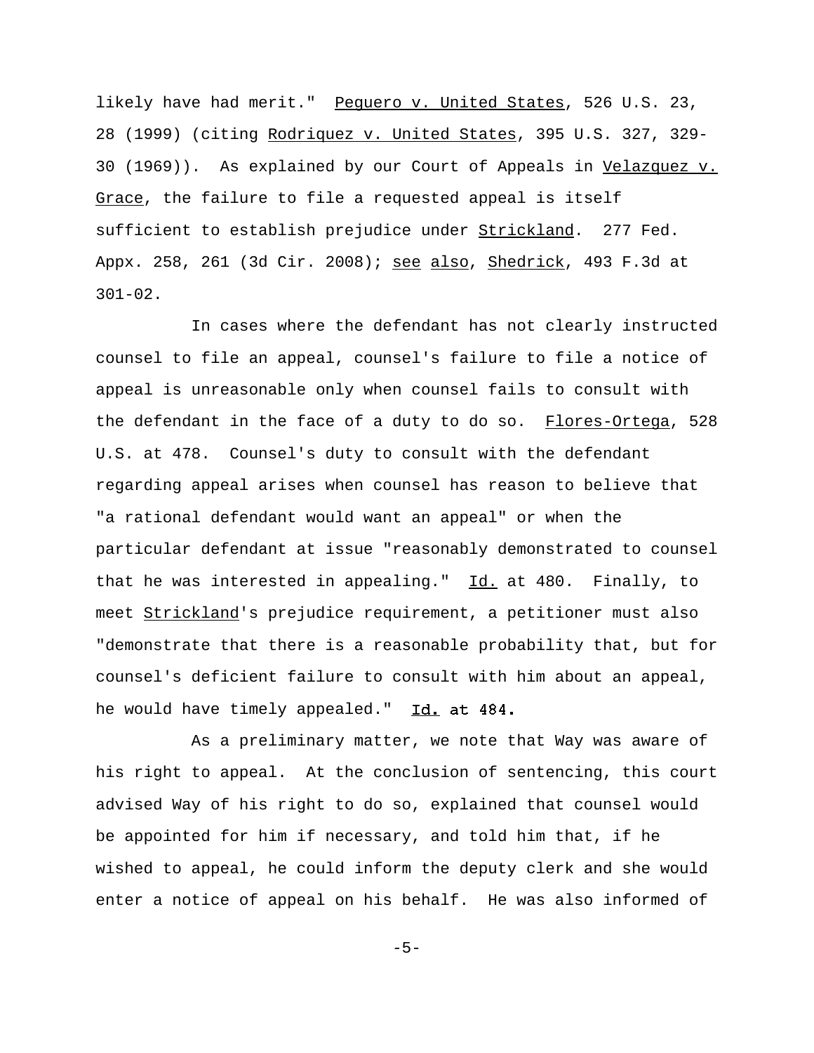likely have had merit." Peguero v. United States, 526 U.S. 23, 28 (1999) (citing Rodriquez v. United States, 395 U.S. 327, 329-30 (1969)). As explained by our Court of Appeals in Velazquez v. Grace, the failure to file a requested appeal is itself sufficient to establish prejudice under Strickland. 277 Fed. Appx. 258, 261 (3d Cir. 2008); see also, Shedrick, 493 F.3d at 301-02.

In cases where the defendant has not clearly instructed counsel to file an appeal, counsel's failure to file a notice of appeal is unreasonable only when counsel fails to consult with the defendant in the face of a duty to do so. Flores-Ortega, 528 U.S. at 478. Counsel's duty to consult with the defendant regarding appeal arises when counsel has reason to believe that "a rational defendant would want an appeal" or when the particular defendant at issue "reasonably demonstrated to counsel that he was interested in appealing." Id. at 480. Finally, to meet Strickland's prejudice requirement, a petitioner must also "demonstrate that there is a reasonable probability that, but for counsel's deficient failure to consult with him about an appeal, he would have timely appealed." Id. at 484.

As a preliminary matter, we note that Way was aware of his right to appeal. At the conclusion of sentencing, this court advised Way of his right to do so, explained that counsel would be appointed for him if necessary, and told him that, if he wished to appeal, he could inform the deputy clerk and she would enter a notice of appeal on his behalf. He was also informed of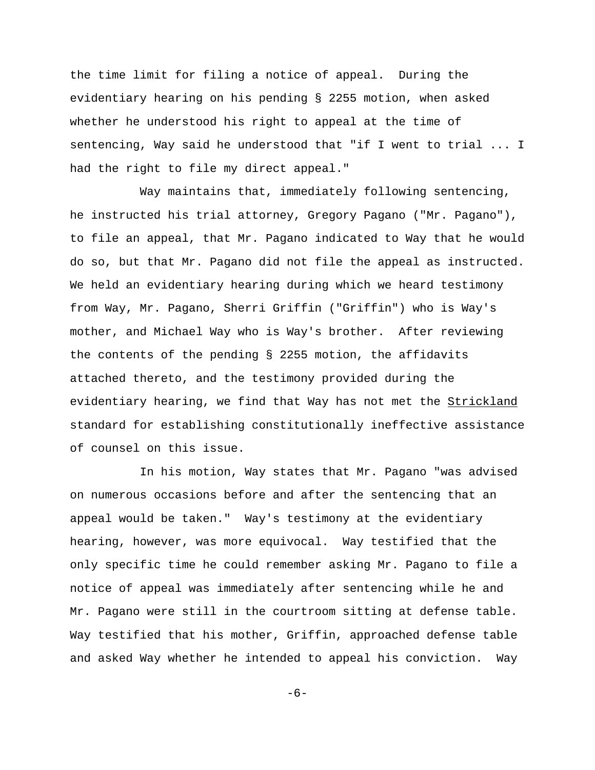the time limit for filing a notice of appeal. During the evidentiary hearing on his pending § 2255 motion, when asked whether he understood his right to appeal at the time of sentencing, Way said he understood that "if I went to trial ... I had the right to file my direct appeal."

Way maintains that, immediately following sentencing, he instructed his trial attorney, Gregory Pagano ("Mr. Pagano"), to file an appeal, that Mr. Pagano indicated to Way that he would do so, but that Mr. Pagano did not file the appeal as instructed. We held an evidentiary hearing during which we heard testimony from Way, Mr. Pagano, Sherri Griffin ("Griffin") who is Way's mother, and Michael Way who is Way's brother. After reviewing the contents of the pending § 2255 motion, the affidavits attached thereto, and the testimony provided during the evidentiary hearing, we find that Way has not met the Strickland standard for establishing constitutionally ineffective assistance of counsel on this issue.

In his motion, Way states that Mr. Pagano "was advised on numerous occasions before and after the sentencing that an appeal would be taken." Way's testimony at the evidentiary hearing, however, was more equivocal. Way testified that the only specific time he could remember asking Mr. Pagano to file a notice of appeal was immediately after sentencing while he and Mr. Pagano were still in the courtroom sitting at defense table. Way testified that his mother, Griffin, approached defense table and asked Way whether he intended to appeal his conviction. Way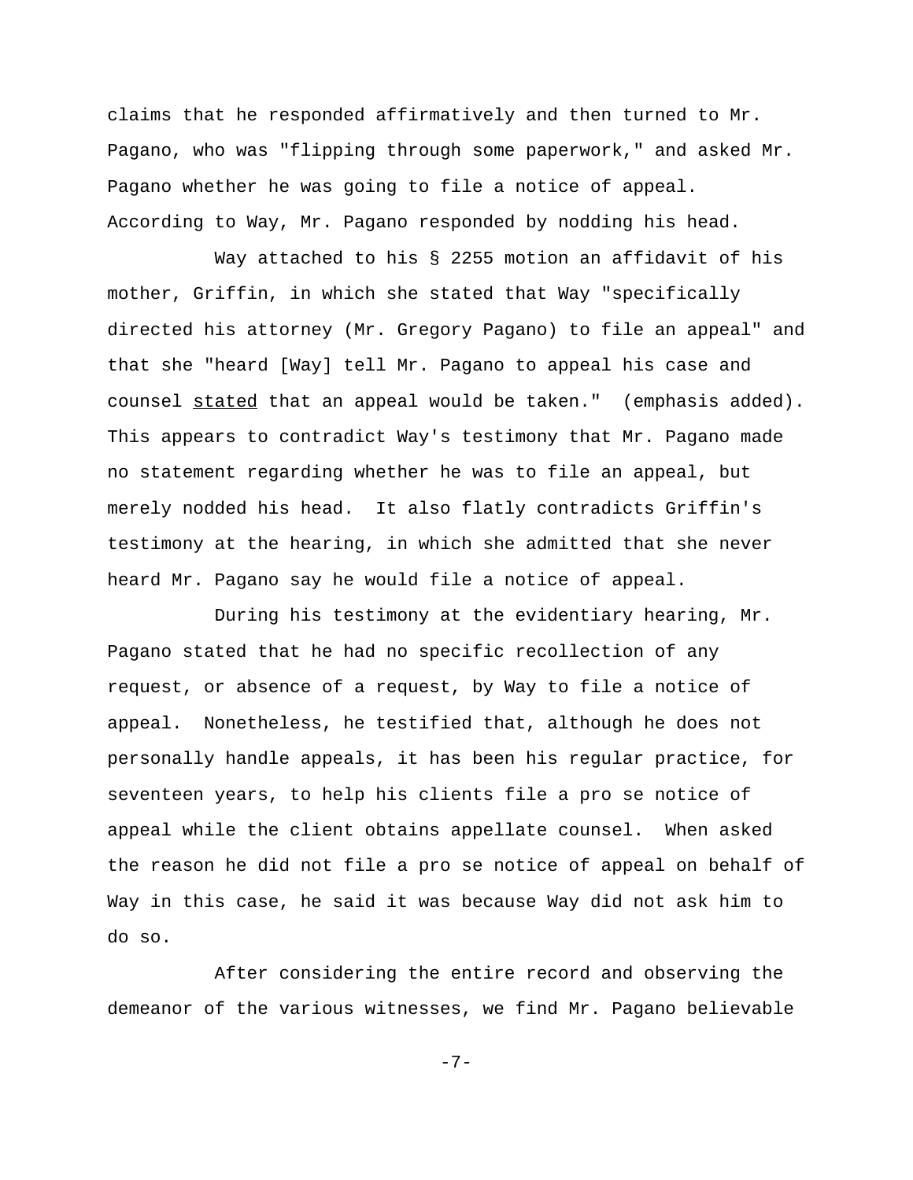claims that he responded affirmatively and then turned to Mr. Pagano, who was "flipping through some paperwork," and asked Mr. Pagano whether he was going to file a notice of appeal. According to Way, Mr. Pagano responded by nodding his head.

Way attached to his § 2255 motion an affidavit of his mother, Griffin, in which she stated that Way "specifically directed his attorney (Mr. Gregory Pagano) to file an appeal" and that she "heard [Way] tell Mr. Pagano to appeal his case and counsel <u>stated</u> that an appeal would be taken." (emphasis added). This appears to contradict Way's testimony that Mr. Pagano made no statement regarding whether he was to file an appeal, but merely nodded his head. It also flatly contradicts Griffin's testimony at the hearing, in which she admitted that she never heard Mr. Pagano say he would file a notice of appeal.

During his testimony at the evidentiary hearing, Mr. Pagano stated that he had no specific recollection of any request, or absence of a request, by Way to file a notice of appeal. Nonetheless, he testified that, although he does not personally handle appeals, it has been his regular practice, for seventeen years, to help his clients file a pro se notice of appeal while the client obtains appellate counsel. When asked the reason he did not file a pro se notice of appeal on behalf of Way in this case, he said it was because Way did not ask him to do so.

After considering the entire record and observing the demeanor of the various witnesses, we find Mr. Pagano believable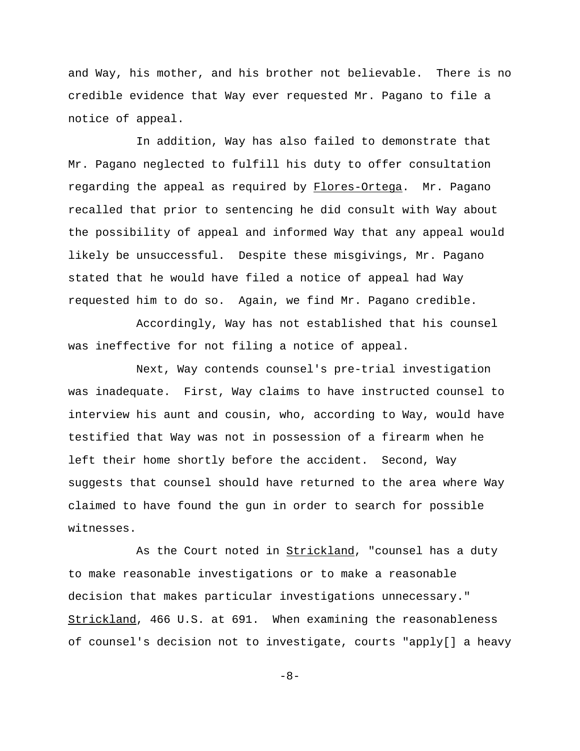and Way, his mother, and his brother not believable. There is no credible evidence that Way ever requested Mr. Pagano to file a notice of appeal.

In addition, Way has also failed to demonstrate that Mr. Pagano neglected to fulfill his duty to offer consultation regarding the appeal as required by Flores-Ortega. Mr. Pagano recalled that prior to sentencing he did consult with Way about the possibility of appeal and informed Way that any appeal would likely be unsuccessful. Despite these misgivings, Mr. Pagano stated that he would have filed a notice of appeal had Way requested him to do so. Again, we find Mr. Pagano credible.

Accordingly, Way has not established that his counsel was ineffective for not filing a notice of appeal.

Next, Way contends counsel's pre-trial investigation was inadequate. First, Way claims to have instructed counsel to interview his aunt and cousin, who, according to Way, would have testified that Way was not in possession of a firearm when he left their home shortly before the accident. Second, Way suggests that counsel should have returned to the area where Way claimed to have found the gun in order to search for possible witnesses.

As the Court noted in Strickland, "counsel has a duty to make reasonable investigations or to make a reasonable decision that makes particular investigations unnecessary." Strickland, 466 U.S. at 691. When examining the reasonableness of counsel's decision not to investigate, courts "apply[] a heavy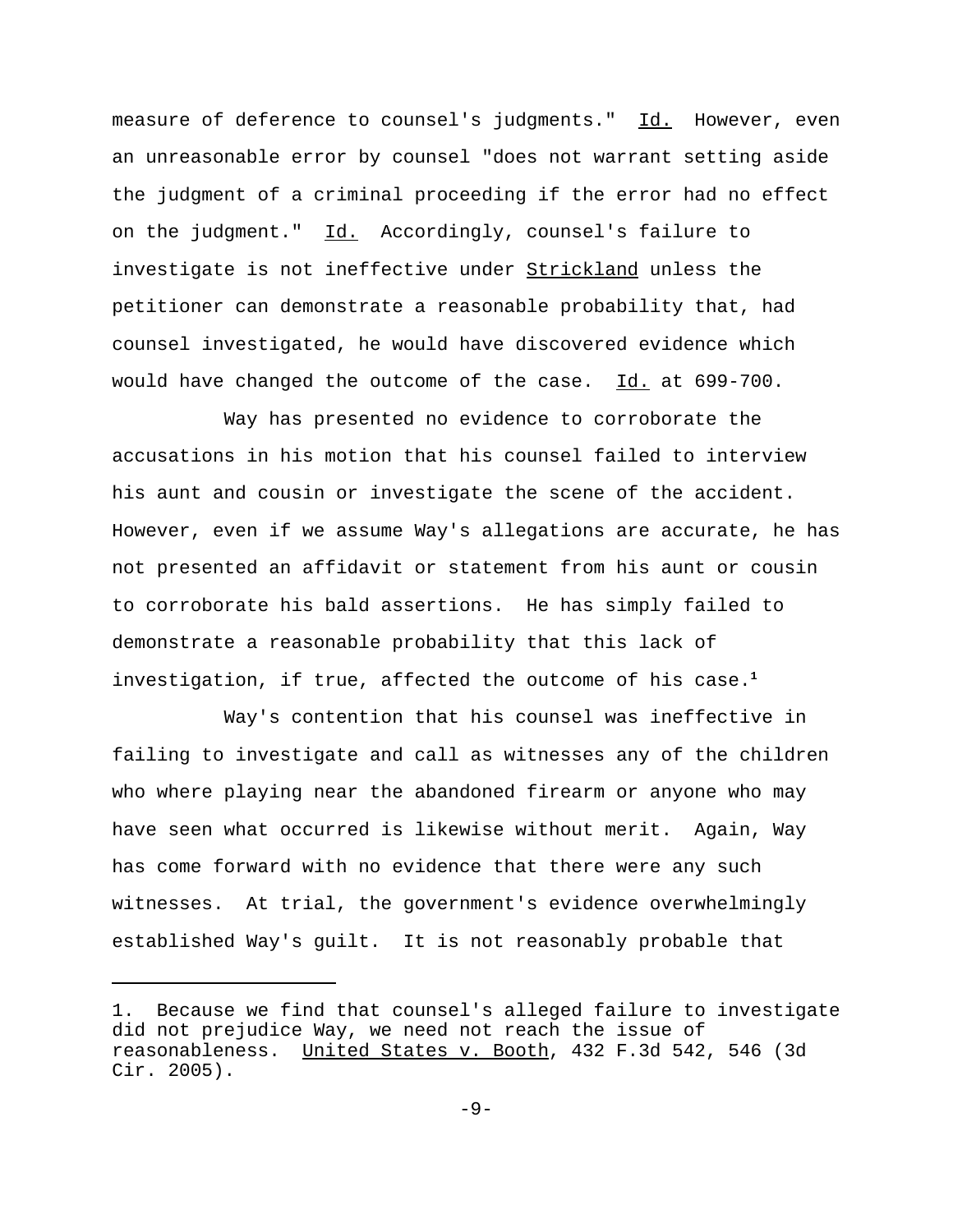measure of deference to counsel's judgments." Id. However, even an unreasonable error by counsel "does not warrant setting aside the judgment of a criminal proceeding if the error had no effect on the judgment." Id. Accordingly, counsel's failure to investigate is not ineffective under Strickland unless the petitioner can demonstrate a reasonable probability that, had counsel investigated, he would have discovered evidence which would have changed the outcome of the case. Id. at 699-700.

Way has presented no evidence to corroborate the accusations in his motion that his counsel failed to interview his aunt and cousin or investigate the scene of the accident. However, even if we assume Way's allegations are accurate, he has not presented an affidavit or statement from his aunt or cousin to corroborate his bald assertions. He has simply failed to demonstrate a reasonable probability that this lack of investigation, if true, affected the outcome of his case.[1]

Way's contention that his counsel was ineffective in failing to investigate and call as witnesses any of the children who where playing near the abandoned firearm or anyone who may have seen what occurred is likewise without merit. Again, Way has come forward with no evidence that there were any such witnesses. At trial, the government's evidence overwhelmingly established Way's guilt. It is not reasonably probable that

---

1. Because we find that counsel's alleged failure to investigate did not prejudice Way, we need not reach the issue of reasonableness. United States v. Booth, 432 F.3d 542, 546 (3d Cir. 2005).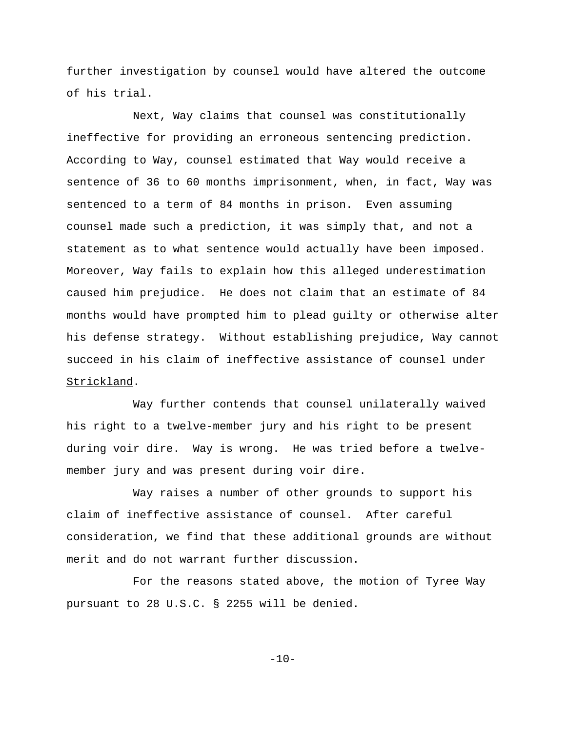further investigation by counsel would have altered the outcome of his trial.

Next, Way claims that counsel was constitutionally ineffective for providing an erroneous sentencing prediction. According to Way, counsel estimated that Way would receive a sentence of 36 to 60 months imprisonment, when, in fact, Way was sentenced to a term of 84 months in prison. Even assuming counsel made such a prediction, it was simply that, and not a statement as to what sentence would actually have been imposed. Moreover, Way fails to explain how this alleged underestimation caused him prejudice. He does not claim that an estimate of 84 months would have prompted him to plead guilty or otherwise alter his defense strategy. Without establishing prejudice, Way cannot succeed in his claim of ineffective assistance of counsel under Strickland.

Way further contends that counsel unilaterally waived his right to a twelve-member jury and his right to be present during voir dire. Way is wrong. He was tried before a twelve-member jury and was present during voir dire.

Way raises a number of other grounds to support his claim of ineffective assistance of counsel. After careful consideration, we find that these additional grounds are without merit and do not warrant further discussion.

For the reasons stated above, the motion of Tyree Way pursuant to 28 U.S.C. § 2255 will be denied.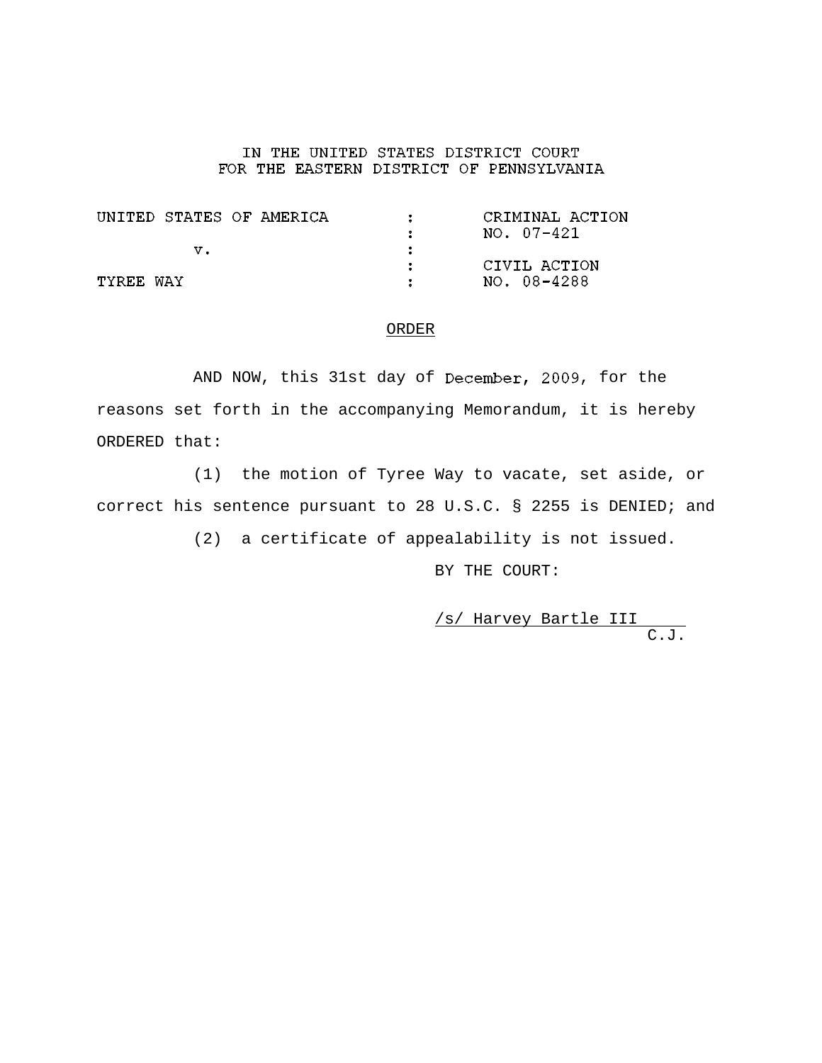IN THE UNITED STATES DISTRICT COURT
FOR THE EASTERN DISTRICT OF PENNSYLVANIA

| | | |
|---|---|---|
| UNITED STATES OF AMERICA | : | CRIMINAL ACTION |
| | : | NO. 07-421 |
| v. | : | |
| | : | CIVIL ACTION |
| TYREE WAY | : | NO. 08-4288 |

ORDER

AND NOW, this 31st day of December, 2009, for the reasons set forth in the accompanying Memorandum, it is hereby ORDERED that:

(1) the motion of Tyree Way to vacate, set aside, or correct his sentence pursuant to 28 U.S.C. § 2255 is DENIED; and

(2) a certificate of appealability is not issued.

BY THE COURT:

/s/ Harvey Bartle III
C.J.